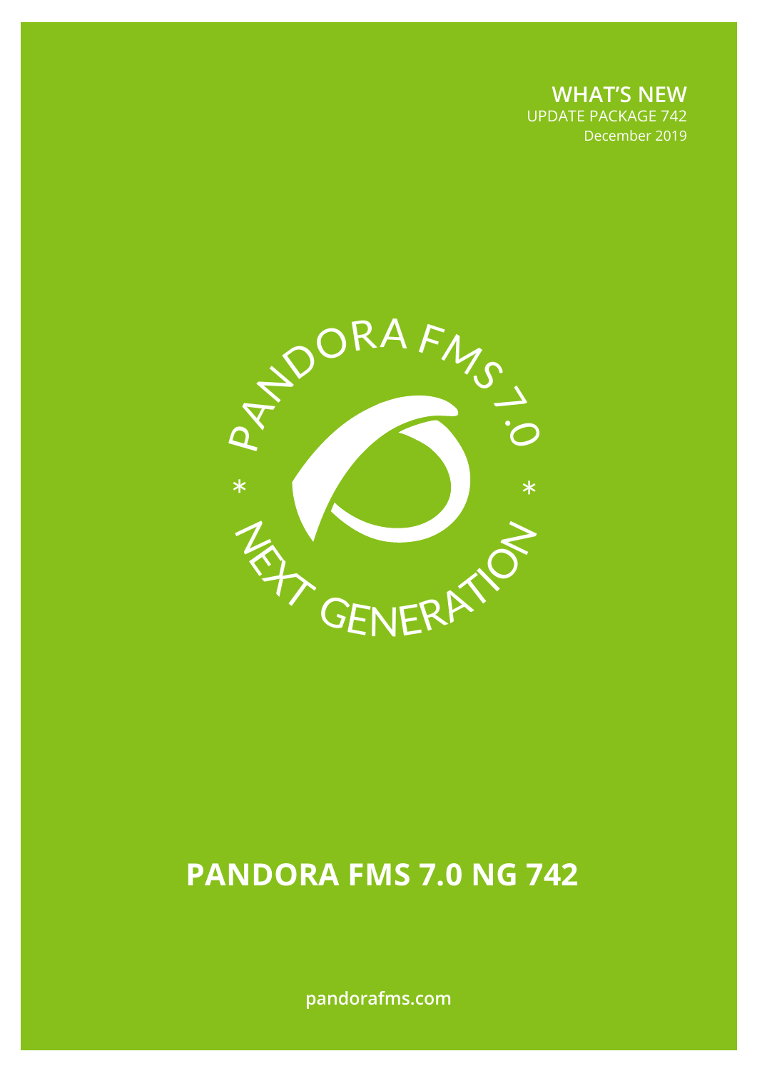**WHAT'S NEW**
UPDATE PACKAGE 742
December 2019

PANDORA FMS 7.0 * NEXT GENERATION *

# PANDORA FMS 7.0 NG 742

pandorafms.com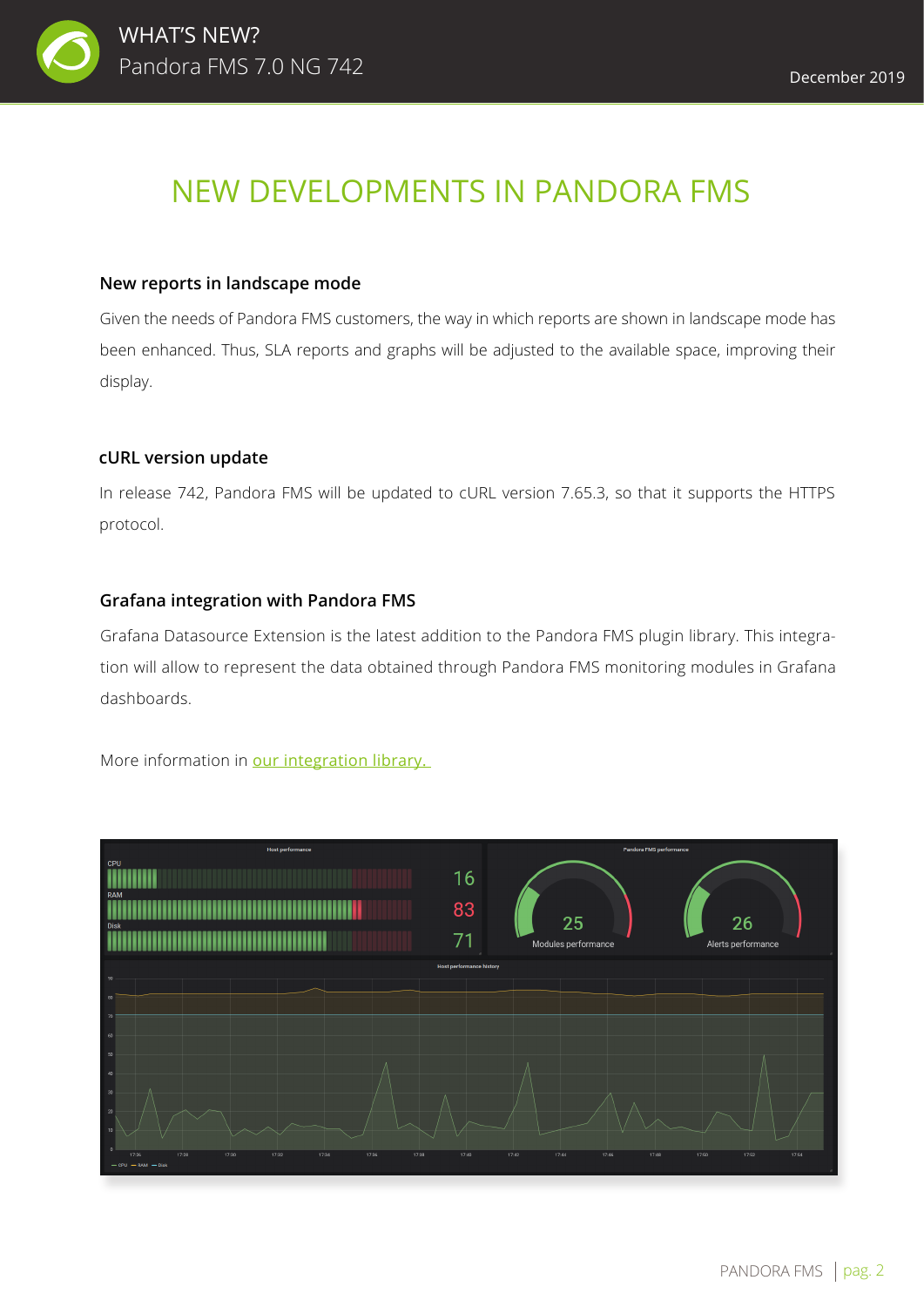# NEW DEVELOPMENTS IN PANDORA FMS

### New reports in landscape mode

Given the needs of Pandora FMS customers, the way in which reports are shown in landscape mode has been enhanced. Thus, SLA reports and graphs will be adjusted to the available space, improving their display.

### cURL version update

In release 742, Pandora FMS will be updated to cURL version 7.65.3, so that it supports the HTTPS protocol.

### Grafana integration with Pandora FMS

Grafana Datasource Extension is the latest addition to the Pandora FMS plugin library. This integration will allow to represent the data obtained through Pandora FMS monitoring modules in Grafana dashboards.

More information in [our integration library.](#)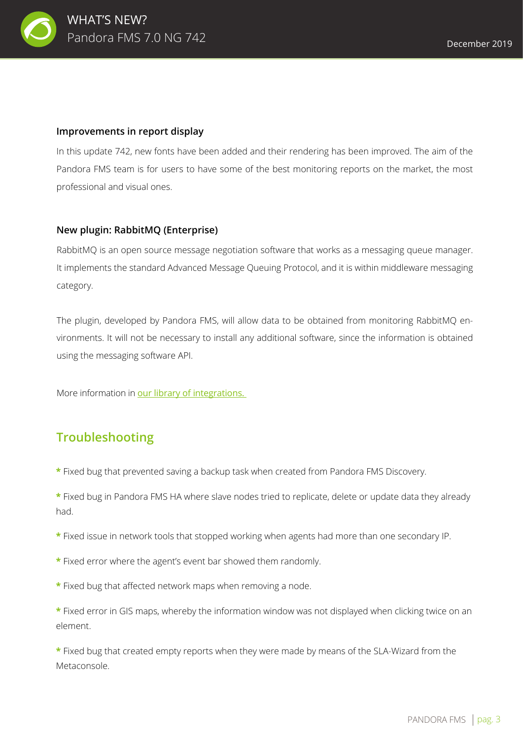### Improvements in report display

In this update 742, new fonts have been added and their rendering has been improved. The aim of the Pandora FMS team is for users to have some of the best monitoring reports on the market, the most professional and visual ones.

### New plugin: RabbitMQ (Enterprise)

RabbitMQ is an open source message negotiation software that works as a messaging queue manager. It implements the standard Advanced Message Queuing Protocol, and it is within middleware messaging category.

The plugin, developed by Pandora FMS, will allow data to be obtained from monitoring RabbitMQ environments. It will not be necessary to install any additional software, since the information is obtained using the messaging software API.

More information in our library of integrations.

## Troubleshooting

* Fixed bug that prevented saving a backup task when created from Pandora FMS Discovery.

* Fixed bug in Pandora FMS HA where slave nodes tried to replicate, delete or update data they already had.

* Fixed issue in network tools that stopped working when agents had more than one secondary IP.

* Fixed error where the agent's event bar showed them randomly.

* Fixed bug that affected network maps when removing a node.

* Fixed error in GIS maps, whereby the information window was not displayed when clicking twice on an element.

* Fixed bug that created empty reports when they were made by means of the SLA-Wizard from the Metaconsole.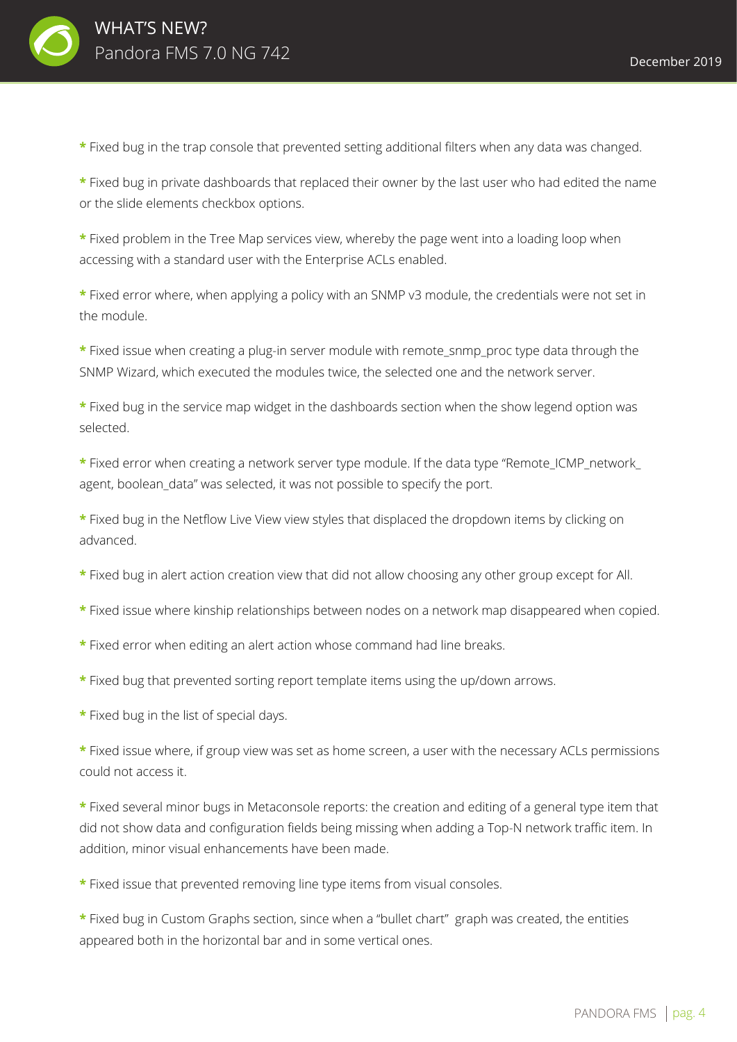* Fixed bug in the trap console that prevented setting additional filters when any data was changed.

* Fixed bug in private dashboards that replaced their owner by the last user who had edited the name or the slide elements checkbox options.

* Fixed problem in the Tree Map services view, whereby the page went into a loading loop when accessing with a standard user with the Enterprise ACLs enabled.

* Fixed error where, when applying a policy with an SNMP v3 module, the credentials were not set in the module.

* Fixed issue when creating a plug-in server module with remote_snmp_proc type data through the SNMP Wizard, which executed the modules twice, the selected one and the network server.

* Fixed bug in the service map widget in the dashboards section when the show legend option was selected.

* Fixed error when creating a network server type module. If the data type "Remote_ICMP_network_agent, boolean_data" was selected, it was not possible to specify the port.

* Fixed bug in the Netflow Live View view styles that displaced the dropdown items by clicking on advanced.

* Fixed bug in alert action creation view that did not allow choosing any other group except for All.

* Fixed issue where kinship relationships between nodes on a network map disappeared when copied.

* Fixed error when editing an alert action whose command had line breaks.

* Fixed bug that prevented sorting report template items using the up/down arrows.

* Fixed bug in the list of special days.

* Fixed issue where, if group view was set as home screen, a user with the necessary ACLs permissions could not access it.

* Fixed several minor bugs in Metaconsole reports: the creation and editing of a general type item that did not show data and configuration fields being missing when adding a Top-N network traffic item. In addition, minor visual enhancements have been made.

* Fixed issue that prevented removing line type items from visual consoles.

* Fixed bug in Custom Graphs section, since when a "bullet chart" graph was created, the entities appeared both in the horizontal bar and in some vertical ones.